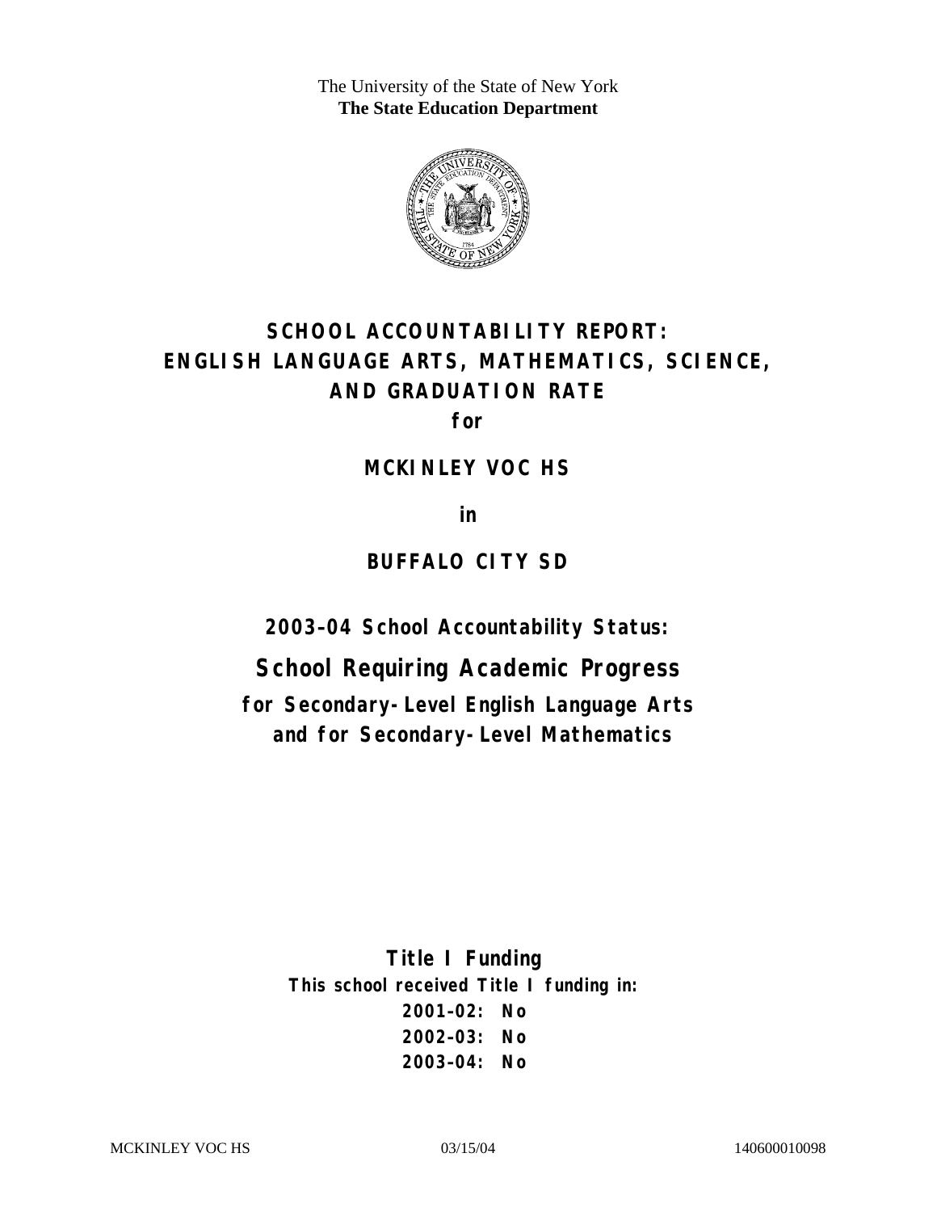The University of the State of New York
**The State Education Department**

# SCHOOL ACCOUNTABILITY REPORT: ENGLISH LANGUAGE ARTS, MATHEMATICS, SCIENCE, AND GRADUATION RATE

**for**

## MCKINLEY VOC HS

**in**

## BUFFALO CITY SD

### 2003–04 School Accountability Status:

## School Requiring Academic Progress

**for Secondary-Level English Language Arts and for Secondary-Level Mathematics**

### Title I Funding

**This school received Title I funding in:**

**2001–02: No**
**2002–03: No**
**2003–04: No**

MCKINLEY VOC HS 03/15/04 140600010098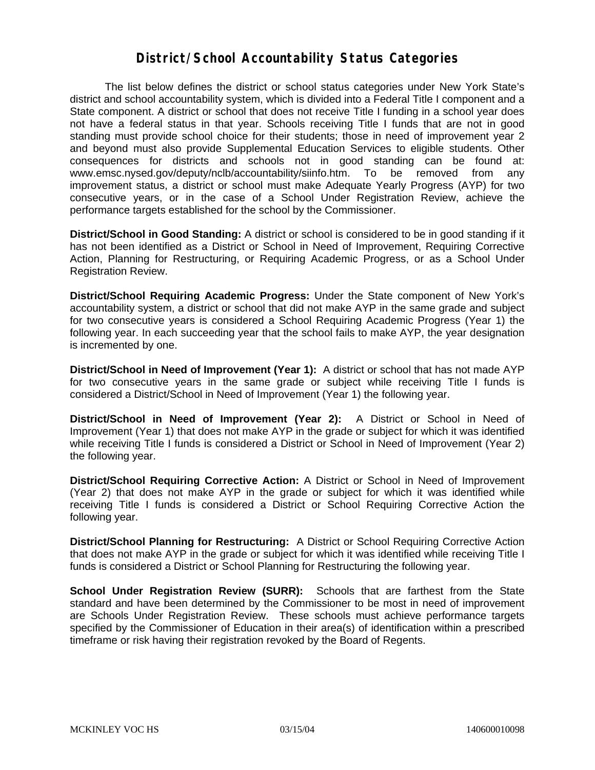# District/School Accountability Status Categories

The list below defines the district or school status categories under New York State's district and school accountability system, which is divided into a Federal Title I component and a State component. A district or school that does not receive Title I funding in a school year does not have a federal status in that year. Schools receiving Title I funds that are not in good standing must provide school choice for their students; those in need of improvement year 2 and beyond must also provide Supplemental Education Services to eligible students. Other consequences for districts and schools not in good standing can be found at: www.emsc.nysed.gov/deputy/nclb/accountability/siinfo.htm. To be removed from any improvement status, a district or school must make Adequate Yearly Progress (AYP) for two consecutive years, or in the case of a School Under Registration Review, achieve the performance targets established for the school by the Commissioner.

**District/School in Good Standing:** A district or school is considered to be in good standing if it has not been identified as a District or School in Need of Improvement, Requiring Corrective Action, Planning for Restructuring, or Requiring Academic Progress, or as a School Under Registration Review.

**District/School Requiring Academic Progress:** Under the State component of New York's accountability system, a district or school that did not make AYP in the same grade and subject for two consecutive years is considered a School Requiring Academic Progress (Year 1) the following year. In each succeeding year that the school fails to make AYP, the year designation is incremented by one.

**District/School in Need of Improvement (Year 1):** A district or school that has not made AYP for two consecutive years in the same grade or subject while receiving Title I funds is considered a District/School in Need of Improvement (Year 1) the following year.

**District/School in Need of Improvement (Year 2):** A District or School in Need of Improvement (Year 1) that does not make AYP in the grade or subject for which it was identified while receiving Title I funds is considered a District or School in Need of Improvement (Year 2) the following year.

**District/School Requiring Corrective Action:** A District or School in Need of Improvement (Year 2) that does not make AYP in the grade or subject for which it was identified while receiving Title I funds is considered a District or School Requiring Corrective Action the following year.

**District/School Planning for Restructuring:** A District or School Requiring Corrective Action that does not make AYP in the grade or subject for which it was identified while receiving Title I funds is considered a District or School Planning for Restructuring the following year.

**School Under Registration Review (SURR):** Schools that are farthest from the State standard and have been determined by the Commissioner to be most in need of improvement are Schools Under Registration Review. These schools must achieve performance targets specified by the Commissioner of Education in their area(s) of identification within a prescribed timeframe or risk having their registration revoked by the Board of Regents.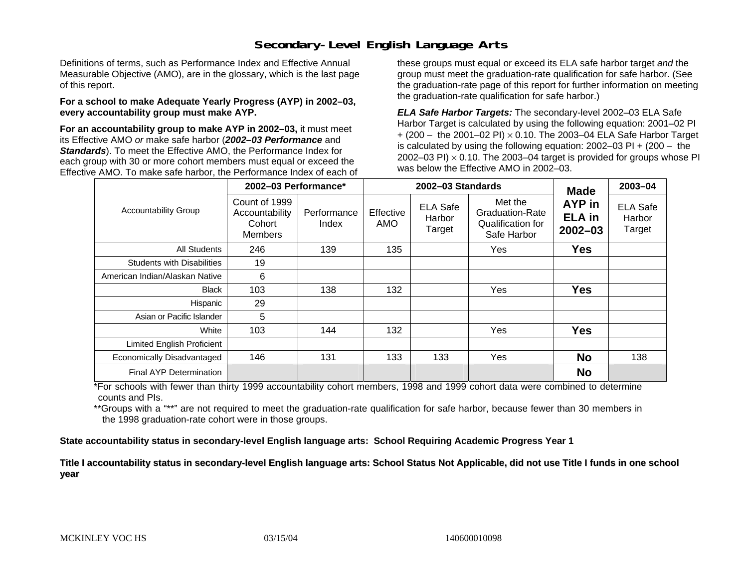# Secondary-Level English Language Arts

Definitions of terms, such as Performance Index and Effective Annual Measurable Objective (AMO), are in the glossary, which is the last page of this report.

**For a school to make Adequate Yearly Progress (AYP) in 2002–03, every accountability group must make AYP.**

**For an accountability group to make AYP in 2002–03,** it must meet its Effective AMO *or* make safe harbor (***2002–03 Performance*** and ***Standards***). To meet the Effective AMO, the Performance Index for each group with 30 or more cohort members must equal or exceed the Effective AMO. To make safe harbor, the Performance Index of each of these groups must equal or exceed its ELA safe harbor target *and* the group must meet the graduation-rate qualification for safe harbor. (See the graduation-rate page of this report for further information on meeting the graduation-rate qualification for safe harbor.)

***ELA Safe Harbor Targets:*** The secondary-level 2002–03 ELA Safe Harbor Target is calculated by using the following equation: 2001–02 PI + (200 – the 2001–02 PI) $\times$ 0.10. The 2003–04 ELA Safe Harbor Target is calculated by using the following equation: 2002–03 PI + (200 – the 2002–03 PI) $\times$ 0.10. The 2003–04 target is provided for groups whose PI was below the Effective AMO in 2002–03.

| Accountability Group | 2002–03 Performance* | | 2002–03 Standards | | | Made AYP in ELA in 2002–03 | 2003–04 |
|---|---|---|---|---|---|---|---|
| | Count of 1999 Accountability Cohort Members | Performance Index | Effective AMO | ELA Safe Harbor Target | Met the Graduation-Rate Qualification for Safe Harbor | | ELA Safe Harbor Target |
| All Students | 246 | 139 | 135 | | Yes | **Yes** | |
| Students with Disabilities | 19 | | | | | | |
| American Indian/Alaskan Native | 6 | | | | | | |
| Black | 103 | 138 | 132 | | Yes | **Yes** | |
| Hispanic | 29 | | | | | | |
| Asian or Pacific Islander | 5 | | | | | | |
| White | 103 | 144 | 132 | | Yes | **Yes** | |
| Limited English Proficient | | | | | | | |
| Economically Disadvantaged | 146 | 131 | 133 | 133 | Yes | **No** | 138 |
| Final AYP Determination | | | | | | **No** | |

*For schools with fewer than thirty 1999 accountability cohort members, 1998 and 1999 cohort data were combined to determine counts and PIs.

**Groups with a "**" are not required to meet the graduation-rate qualification for safe harbor, because fewer than 30 members in the 1998 graduation-rate cohort were in those groups.

**State accountability status in secondary-level English language arts: School Requiring Academic Progress Year 1**

**Title I accountability status in secondary-level English language arts: School Status Not Applicable, did not use Title I funds in one school year**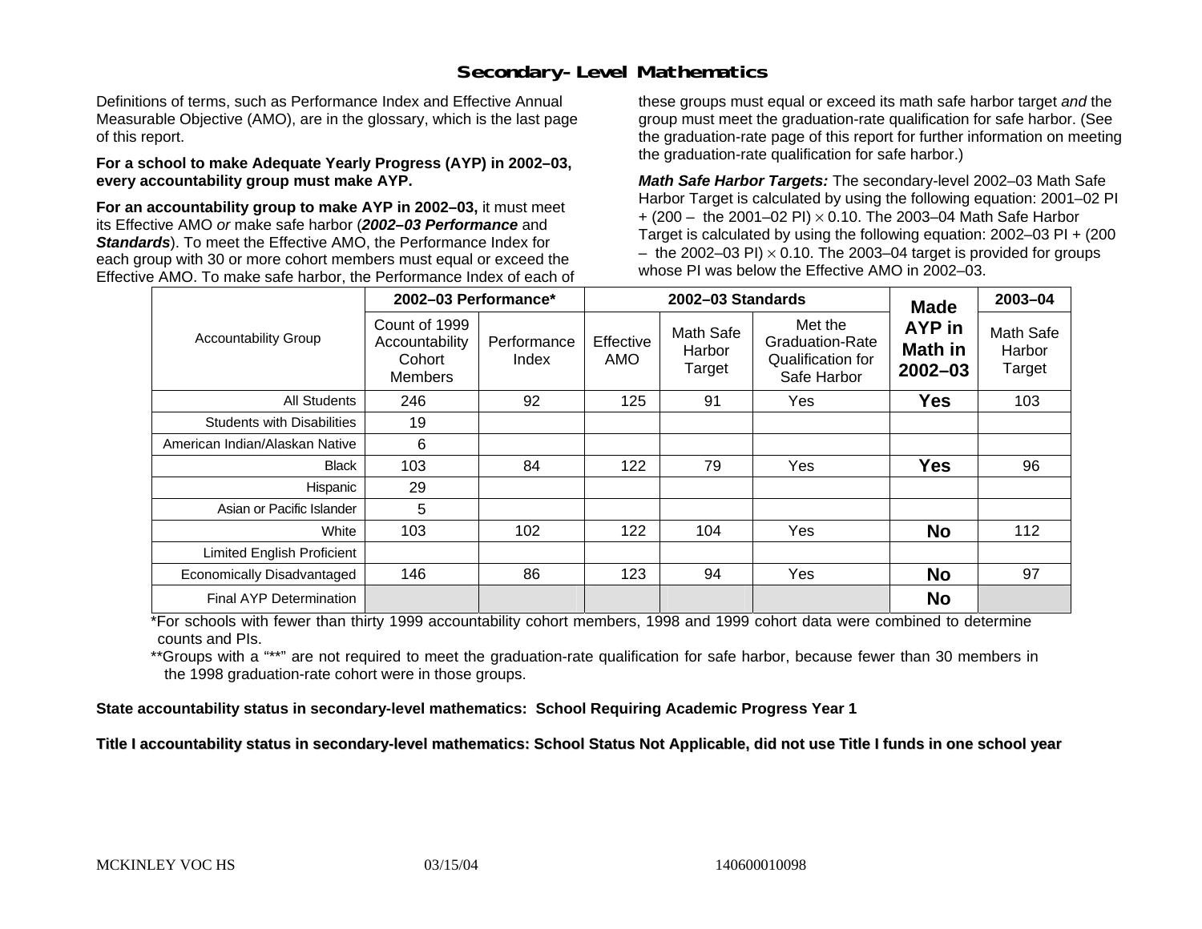# Secondary-Level Mathematics

Definitions of terms, such as Performance Index and Effective Annual Measurable Objective (AMO), are in the glossary, which is the last page of this report.

**For a school to make Adequate Yearly Progress (AYP) in 2002–03, every accountability group must make AYP.**

**For an accountability group to make AYP in 2002–03,** it must meet its Effective AMO *or* make safe harbor (***2002–03 Performance*** and ***Standards***). To meet the Effective AMO, the Performance Index for each group with 30 or more cohort members must equal or exceed the Effective AMO. To make safe harbor, the Performance Index of each of these groups must equal or exceed its math safe harbor target *and* the group must meet the graduation-rate qualification for safe harbor. (See the graduation-rate page of this report for further information on meeting the graduation-rate qualification for safe harbor.)

***Math Safe Harbor Targets:*** The secondary-level 2002–03 Math Safe Harbor Target is calculated by using the following equation: 2001–02 PI + (200 – the 2001–02 PI) $\times$ 0.10. The 2003–04 Math Safe Harbor Target is calculated by using the following equation: 2002–03 PI + (200 – the 2002–03 PI) $\times$ 0.10. The 2003–04 target is provided for groups whose PI was below the Effective AMO in 2002–03.

| Accountability Group | 2002–03 Performance* | | 2002–03 Standards | | | Made AYP in Math in 2002–03 | 2003–04 |
|---|---|---|---|---|---|---|---|
| | Count of 1999 Accountability Cohort Members | Performance Index | Effective AMO | Math Safe Harbor Target | Met the Graduation-Rate Qualification for Safe Harbor | | Math Safe Harbor Target |
| All Students | 246 | 92 | 125 | 91 | Yes | **Yes** | 103 |
| Students with Disabilities | 19 | | | | | | |
| American Indian/Alaskan Native | 6 | | | | | | |
| Black | 103 | 84 | 122 | 79 | Yes | **Yes** | 96 |
| Hispanic | 29 | | | | | | |
| Asian or Pacific Islander | 5 | | | | | | |
| White | 103 | 102 | 122 | 104 | Yes | **No** | 112 |
| Limited English Proficient | | | | | | | |
| Economically Disadvantaged | 146 | 86 | 123 | 94 | Yes | **No** | 97 |
| Final AYP Determination | | | | | | **No** | |

*For schools with fewer than thirty 1999 accountability cohort members, 1998 and 1999 cohort data were combined to determine counts and PIs.

**Groups with a "**" are not required to meet the graduation-rate qualification for safe harbor, because fewer than 30 members in the 1998 graduation-rate cohort were in those groups.

**State accountability status in secondary-level mathematics: School Requiring Academic Progress Year 1**

**Title I accountability status in secondary-level mathematics: School Status Not Applicable, did not use Title I funds in one school year**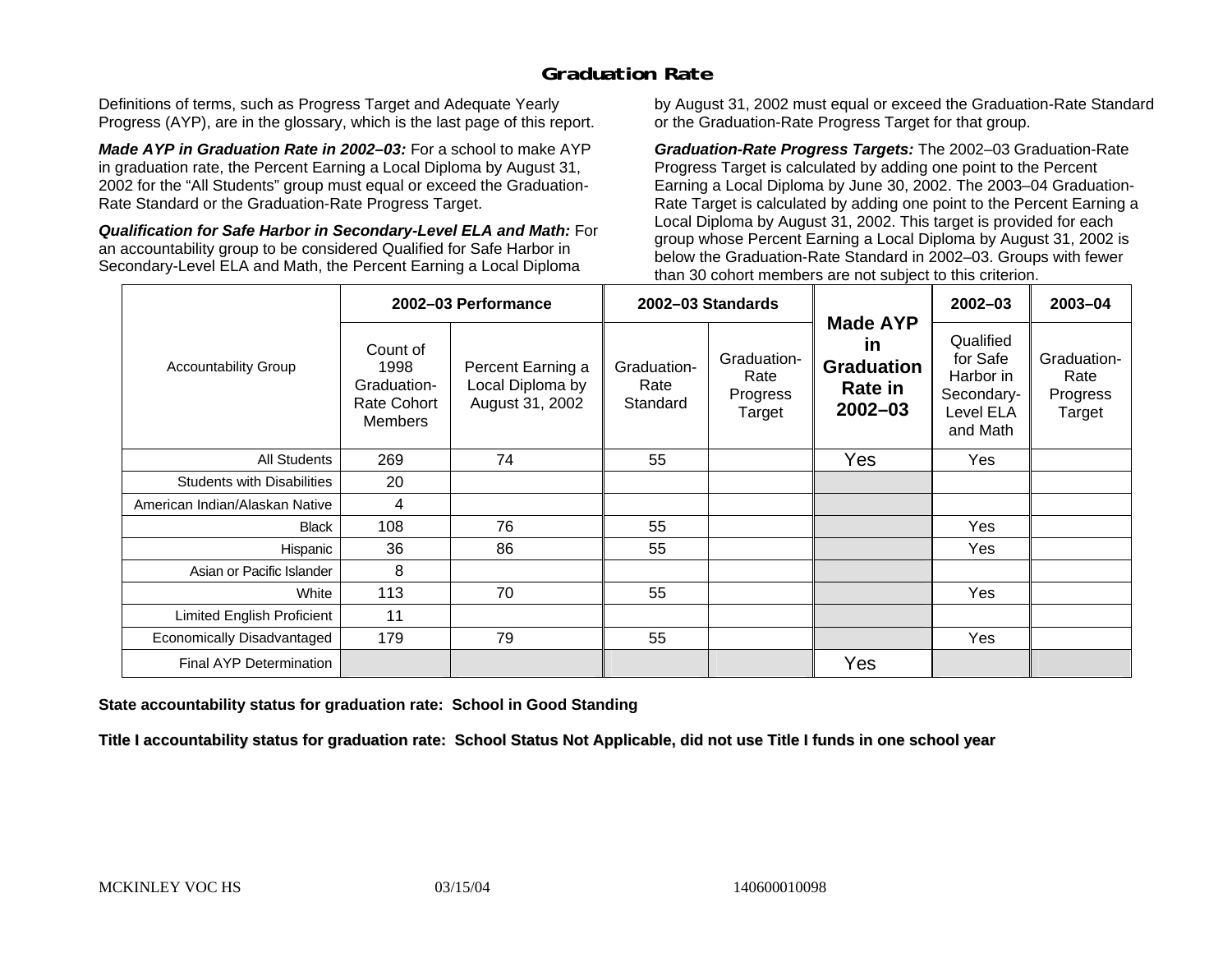# Graduation Rate

Definitions of terms, such as Progress Target and Adequate Yearly Progress (AYP), are in the glossary, which is the last page of this report.

***Made AYP in Graduation Rate in 2002–03:*** For a school to make AYP in graduation rate, the Percent Earning a Local Diploma by August 31, 2002 for the "All Students" group must equal or exceed the Graduation-Rate Standard or the Graduation-Rate Progress Target.

***Qualification for Safe Harbor in Secondary-Level ELA and Math:*** For an accountability group to be considered Qualified for Safe Harbor in Secondary-Level ELA and Math, the Percent Earning a Local Diploma by August 31, 2002 must equal or exceed the Graduation-Rate Standard or the Graduation-Rate Progress Target for that group.

***Graduation-Rate Progress Targets:*** The 2002–03 Graduation-Rate Progress Target is calculated by adding one point to the Percent Earning a Local Diploma by June 30, 2002. The 2003–04 Graduation-Rate Target is calculated by adding one point to the Percent Earning a Local Diploma by August 31, 2002. This target is provided for each group whose Percent Earning a Local Diploma by August 31, 2002 is below the Graduation-Rate Standard in 2002–03. Groups with fewer than 30 cohort members are not subject to this criterion.

| Accountability Group | 2002–03 Performance | | 2002–03 Standards | | Made AYP in Graduation Rate in 2002–03 | 2002–03 | 2003–04 |
|---|---|---|---|---|---|---|---|
| | Count of 1998 Graduation-Rate Cohort Members | Percent Earning a Local Diploma by August 31, 2002 | Graduation-Rate Standard | Graduation-Rate Progress Target | | Qualified for Safe Harbor in Secondary-Level ELA and Math | Graduation-Rate Progress Target |
| All Students | 269 | 74 | 55 | | Yes | Yes | |
| Students with Disabilities | 20 | | | | | | |
| American Indian/Alaskan Native | 4 | | | | | | |
| Black | 108 | 76 | 55 | | | Yes | |
| Hispanic | 36 | 86 | 55 | | | Yes | |
| Asian or Pacific Islander | 8 | | | | | | |
| White | 113 | 70 | 55 | | | Yes | |
| Limited English Proficient | 11 | | | | | | |
| Economically Disadvantaged | 179 | 79 | 55 | | | Yes | |
| Final AYP Determination | | | | | Yes | | |

**State accountability status for graduation rate: School in Good Standing**

**Title I accountability status for graduation rate: School Status Not Applicable, did not use Title I funds in one school year**

MCKINLEY VOC HS 03/15/04 140600010098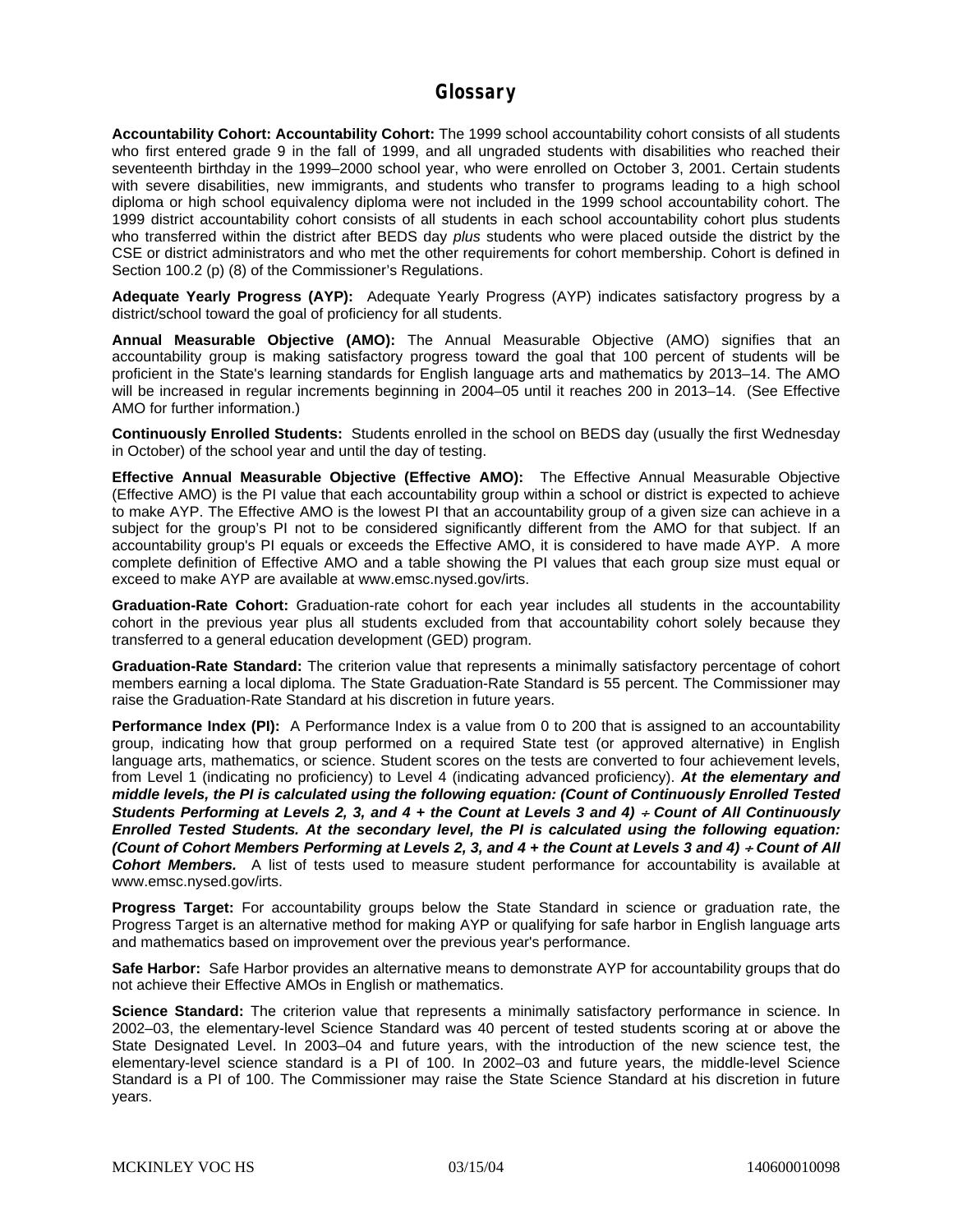# Glossary

**Accountability Cohort: Accountability Cohort:** The 1999 school accountability cohort consists of all students who first entered grade 9 in the fall of 1999, and all ungraded students with disabilities who reached their seventeenth birthday in the 1999–2000 school year, who were enrolled on October 3, 2001. Certain students with severe disabilities, new immigrants, and students who transfer to programs leading to a high school diploma or high school equivalency diploma were not included in the 1999 school accountability cohort. The 1999 district accountability cohort consists of all students in each school accountability cohort plus students who transferred within the district after BEDS day *plus* students who were placed outside the district by the CSE or district administrators and who met the other requirements for cohort membership. Cohort is defined in Section 100.2 (p) (8) of the Commissioner's Regulations.

**Adequate Yearly Progress (AYP):** Adequate Yearly Progress (AYP) indicates satisfactory progress by a district/school toward the goal of proficiency for all students.

**Annual Measurable Objective (AMO):** The Annual Measurable Objective (AMO) signifies that an accountability group is making satisfactory progress toward the goal that 100 percent of students will be proficient in the State's learning standards for English language arts and mathematics by 2013–14. The AMO will be increased in regular increments beginning in 2004–05 until it reaches 200 in 2013–14. (See Effective AMO for further information.)

**Continuously Enrolled Students:** Students enrolled in the school on BEDS day (usually the first Wednesday in October) of the school year and until the day of testing.

**Effective Annual Measurable Objective (Effective AMO):** The Effective Annual Measurable Objective (Effective AMO) is the PI value that each accountability group within a school or district is expected to achieve to make AYP. The Effective AMO is the lowest PI that an accountability group of a given size can achieve in a subject for the group's PI not to be considered significantly different from the AMO for that subject. If an accountability group's PI equals or exceeds the Effective AMO, it is considered to have made AYP. A more complete definition of Effective AMO and a table showing the PI values that each group size must equal or exceed to make AYP are available at www.emsc.nysed.gov/irts.

**Graduation-Rate Cohort:** Graduation-rate cohort for each year includes all students in the accountability cohort in the previous year plus all students excluded from that accountability cohort solely because they transferred to a general education development (GED) program.

**Graduation-Rate Standard:** The criterion value that represents a minimally satisfactory percentage of cohort members earning a local diploma. The State Graduation-Rate Standard is 55 percent. The Commissioner may raise the Graduation-Rate Standard at his discretion in future years.

**Performance Index (PI):** A Performance Index is a value from 0 to 200 that is assigned to an accountability group, indicating how that group performed on a required State test (or approved alternative) in English language arts, mathematics, or science. Student scores on the tests are converted to four achievement levels, from Level 1 (indicating no proficiency) to Level 4 (indicating advanced proficiency). ***At the elementary and middle levels, the PI is calculated using the following equation: (Count of Continuously Enrolled Tested Students Performing at Levels 2, 3, and 4 + the Count at Levels 3 and 4) ÷ Count of All Continuously Enrolled Tested Students. At the secondary level, the PI is calculated using the following equation: (Count of Cohort Members Performing at Levels 2, 3, and 4 + the Count at Levels 3 and 4) ÷ Count of All Cohort Members.*** A list of tests used to measure student performance for accountability is available at www.emsc.nysed.gov/irts.

**Progress Target:** For accountability groups below the State Standard in science or graduation rate, the Progress Target is an alternative method for making AYP or qualifying for safe harbor in English language arts and mathematics based on improvement over the previous year's performance.

**Safe Harbor:** Safe Harbor provides an alternative means to demonstrate AYP for accountability groups that do not achieve their Effective AMOs in English or mathematics.

**Science Standard:** The criterion value that represents a minimally satisfactory performance in science. In 2002–03, the elementary-level Science Standard was 40 percent of tested students scoring at or above the State Designated Level. In 2003–04 and future years, with the introduction of the new science test, the elementary-level science standard is a PI of 100. In 2002–03 and future years, the middle-level Science Standard is a PI of 100. The Commissioner may raise the State Science Standard at his discretion in future years.